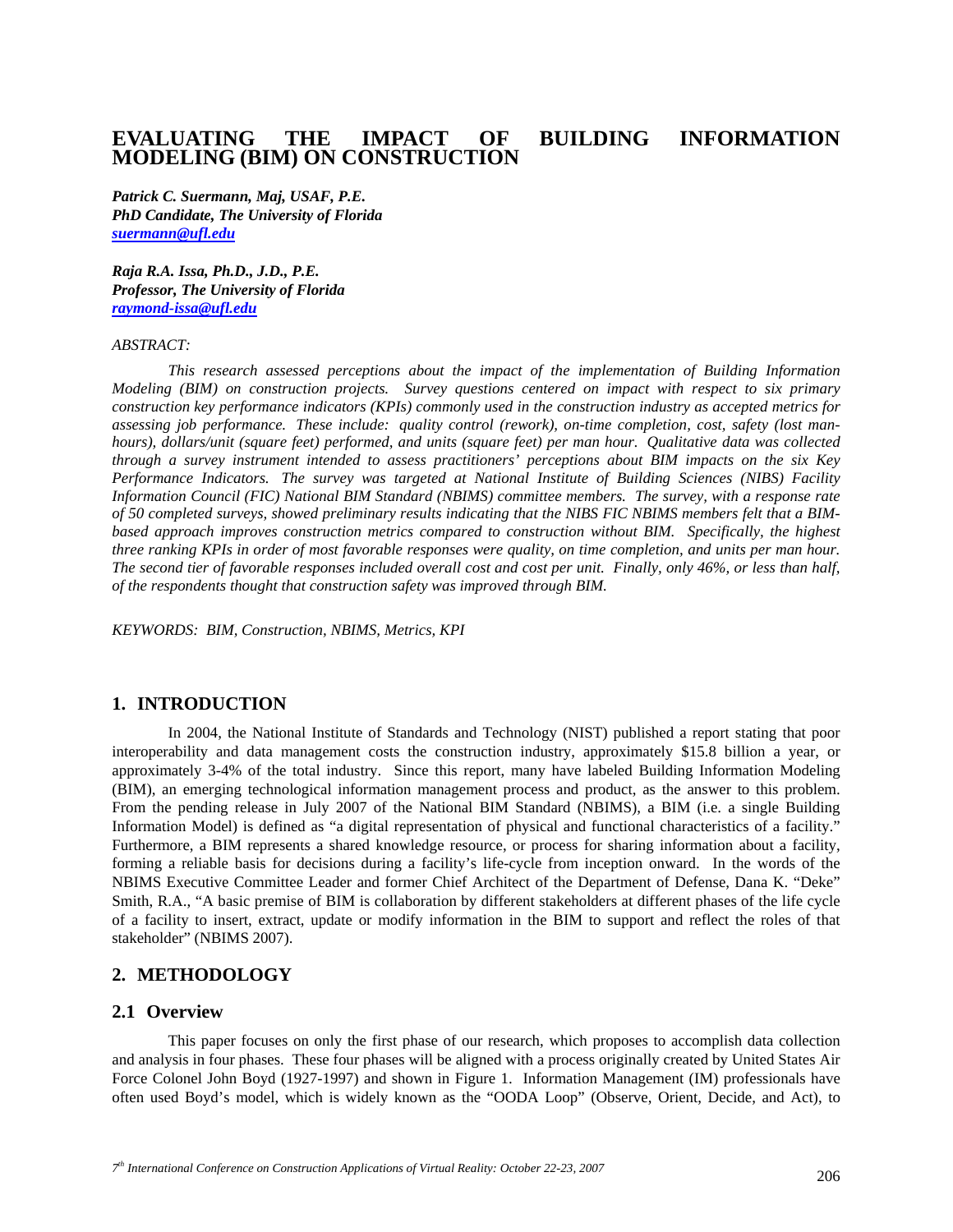# EVALUATING THE IMPACT OF BUILDING INFORMATION MODELING (BIM) ON CONSTRUCTION

***Patrick C. Suermann, Maj, USAF, P.E.***
***PhD Candidate, The University of Florida***
***suermann@ufl.edu***

***Raja R.A. Issa, Ph.D., J.D., P.E.***
***Professor, The University of Florida***
***raymond-issa@ufl.edu***

*ABSTRACT:*

*This research assessed perceptions about the impact of the implementation of Building Information Modeling (BIM) on construction projects. Survey questions centered on impact with respect to six primary construction key performance indicators (KPIs) commonly used in the construction industry as accepted metrics for assessing job performance. These include: quality control (rework), on-time completion, cost, safety (lost man-hours), dollars/unit (square feet) performed, and units (square feet) per man hour. Qualitative data was collected through a survey instrument intended to assess practitioners' perceptions about BIM impacts on the six Key Performance Indicators. The survey was targeted at National Institute of Building Sciences (NIBS) Facility Information Council (FIC) National BIM Standard (NBIMS) committee members. The survey, with a response rate of 50 completed surveys, showed preliminary results indicating that the NIBS FIC NBIMS members felt that a BIM-based approach improves construction metrics compared to construction without BIM. Specifically, the highest three ranking KPIs in order of most favorable responses were quality, on time completion, and units per man hour. The second tier of favorable responses included overall cost and cost per unit. Finally, only 46%, or less than half, of the respondents thought that construction safety was improved through BIM.*

*KEYWORDS: BIM, Construction, NBIMS, Metrics, KPI*

## 1. INTRODUCTION

In 2004, the National Institute of Standards and Technology (NIST) published a report stating that poor interoperability and data management costs the construction industry, approximately $15.8 billion a year, or approximately 3-4% of the total industry. Since this report, many have labeled Building Information Modeling (BIM), an emerging technological information management process and product, as the answer to this problem. From the pending release in July 2007 of the National BIM Standard (NBIMS), a BIM (i.e. a single Building Information Model) is defined as "a digital representation of physical and functional characteristics of a facility." Furthermore, a BIM represents a shared knowledge resource, or process for sharing information about a facility, forming a reliable basis for decisions during a facility's life-cycle from inception onward. In the words of the NBIMS Executive Committee Leader and former Chief Architect of the Department of Defense, Dana K. "Deke" Smith, R.A., "A basic premise of BIM is collaboration by different stakeholders at different phases of the life cycle of a facility to insert, extract, update or modify information in the BIM to support and reflect the roles of that stakeholder" (NBIMS 2007).

## 2. METHODOLOGY

### 2.1 Overview

This paper focuses on only the first phase of our research, which proposes to accomplish data collection and analysis in four phases. These four phases will be aligned with a process originally created by United States Air Force Colonel John Boyd (1927-1997) and shown in Figure 1. Information Management (IM) professionals have often used Boyd's model, which is widely known as the "OODA Loop" (Observe, Orient, Decide, and Act), to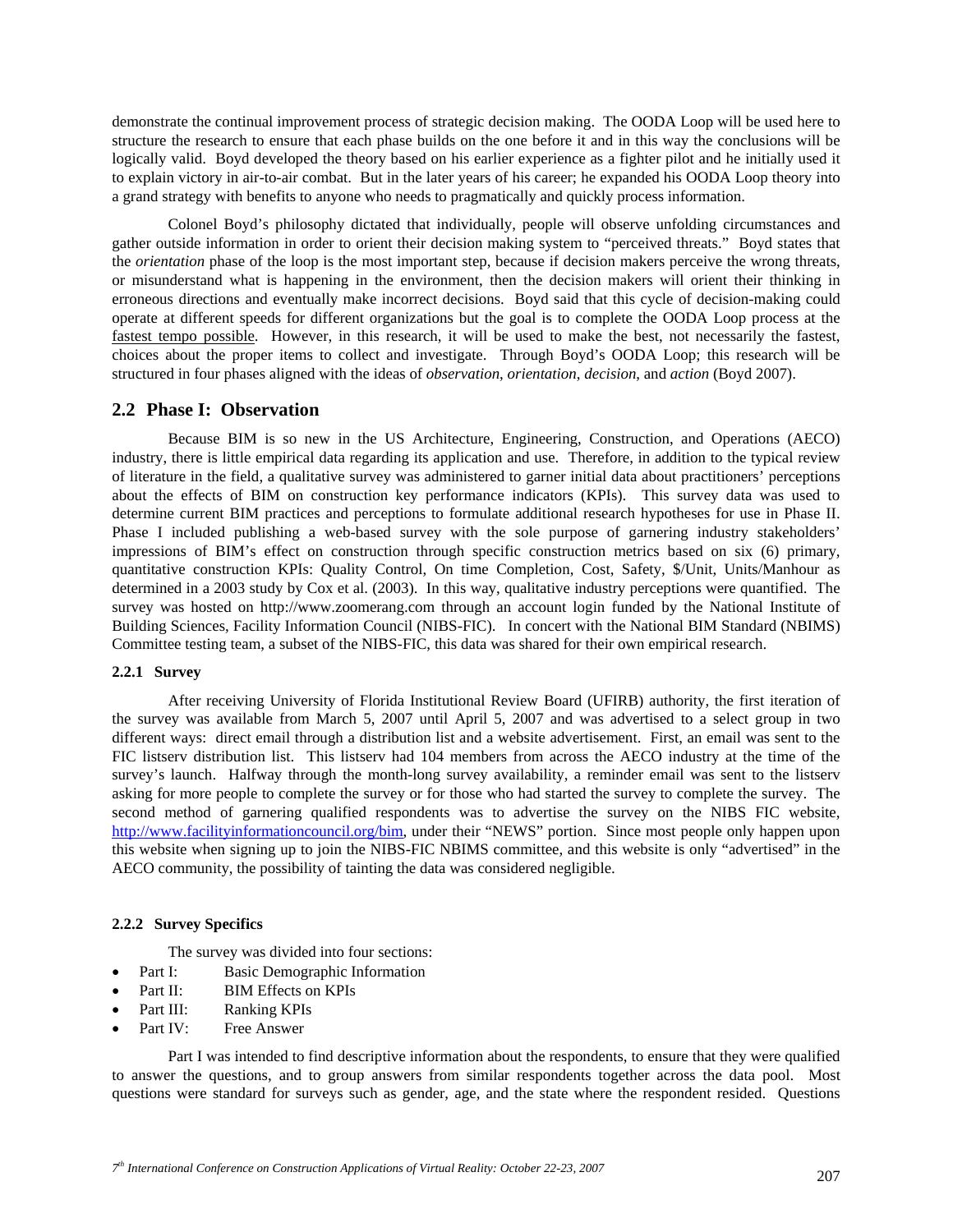demonstrate the continual improvement process of strategic decision making. The OODA Loop will be used here to structure the research to ensure that each phase builds on the one before it and in this way the conclusions will be logically valid. Boyd developed the theory based on his earlier experience as a fighter pilot and he initially used it to explain victory in air-to-air combat. But in the later years of his career; he expanded his OODA Loop theory into a grand strategy with benefits to anyone who needs to pragmatically and quickly process information.

Colonel Boyd's philosophy dictated that individually, people will observe unfolding circumstances and gather outside information in order to orient their decision making system to "perceived threats." Boyd states that the *orientation* phase of the loop is the most important step, because if decision makers perceive the wrong threats, or misunderstand what is happening in the environment, then the decision makers will orient their thinking in erroneous directions and eventually make incorrect decisions. Boyd said that this cycle of decision-making could operate at different speeds for different organizations but the goal is to complete the OODA Loop process at the <u>fastest tempo possible</u>. However, in this research, it will be used to make the best, not necessarily the fastest, choices about the proper items to collect and investigate. Through Boyd's OODA Loop; this research will be structured in four phases aligned with the ideas of *observation*, *orientation*, *decision*, and *action* (Boyd 2007).

## 2.2 Phase I: Observation

Because BIM is so new in the US Architecture, Engineering, Construction, and Operations (AECO) industry, there is little empirical data regarding its application and use. Therefore, in addition to the typical review of literature in the field, a qualitative survey was administered to garner initial data about practitioners' perceptions about the effects of BIM on construction key performance indicators (KPIs). This survey data was used to determine current BIM practices and perceptions to formulate additional research hypotheses for use in Phase II. Phase I included publishing a web-based survey with the sole purpose of garnering industry stakeholders' impressions of BIM's effect on construction through specific construction metrics based on six (6) primary, quantitative construction KPIs: Quality Control, On time Completion, Cost, Safety, $/Unit, Units/Manhour as determined in a 2003 study by Cox et al. (2003). In this way, qualitative industry perceptions were quantified. The survey was hosted on http://www.zoomerang.com through an account login funded by the National Institute of Building Sciences, Facility Information Council (NIBS-FIC). In concert with the National BIM Standard (NBIMS) Committee testing team, a subset of the NIBS-FIC, this data was shared for their own empirical research.

### 2.2.1 Survey

After receiving University of Florida Institutional Review Board (UFIRB) authority, the first iteration of the survey was available from March 5, 2007 until April 5, 2007 and was advertised to a select group in two different ways: direct email through a distribution list and a website advertisement. First, an email was sent to the FIC listserv distribution list. This listserv had 104 members from across the AECO industry at the time of the survey's launch. Halfway through the month-long survey availability, a reminder email was sent to the listserv asking for more people to complete the survey or for those who had started the survey to complete the survey. The second method of garnering qualified respondents was to advertise the survey on the NIBS FIC website, http://www.facilityinformationcouncil.org/bim, under their "NEWS" portion. Since most people only happen upon this website when signing up to join the NIBS-FIC NBIMS committee, and this website is only "advertised" in the AECO community, the possibility of tainting the data was considered negligible.

### 2.2.2 Survey Specifics

The survey was divided into four sections:

- Part I: Basic Demographic Information
- Part II: BIM Effects on KPIs
- Part III: Ranking KPIs
- Part IV: Free Answer

Part I was intended to find descriptive information about the respondents, to ensure that they were qualified to answer the questions, and to group answers from similar respondents together across the data pool. Most questions were standard for surveys such as gender, age, and the state where the respondent resided. Questions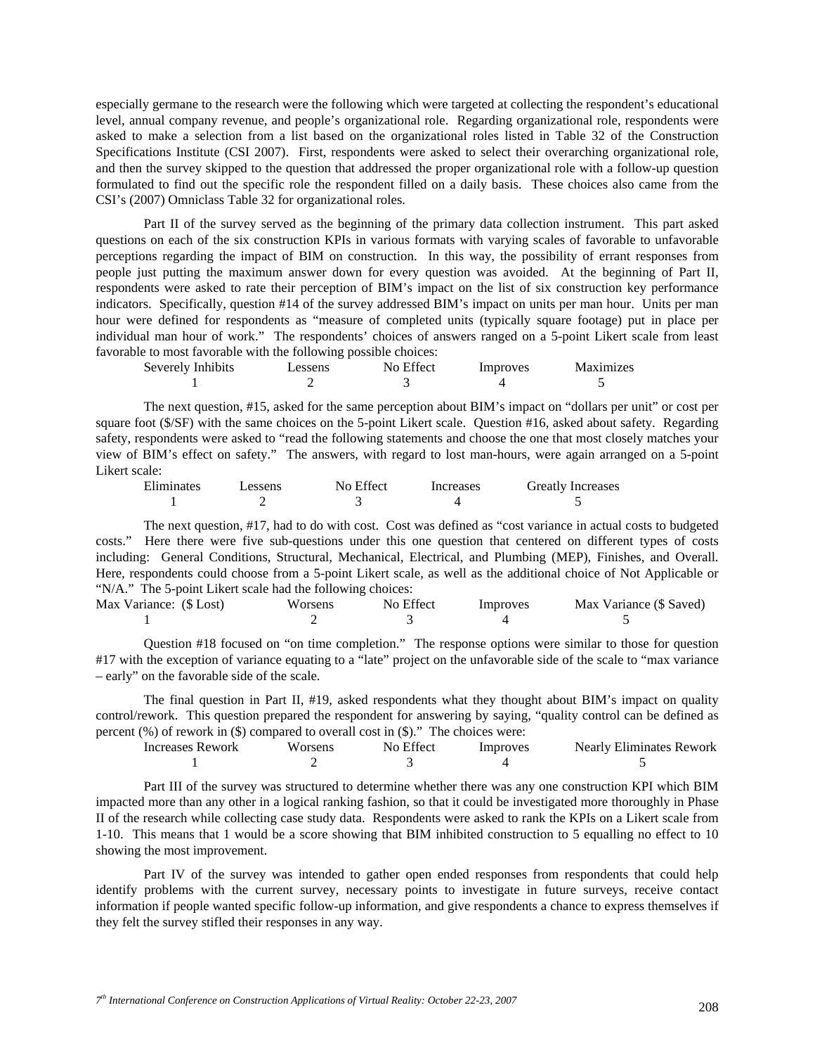especially germane to the research were the following which were targeted at collecting the respondent's educational level, annual company revenue, and people's organizational role. Regarding organizational role, respondents were asked to make a selection from a list based on the organizational roles listed in Table 32 of the Construction Specifications Institute (CSI 2007). First, respondents were asked to select their overarching organizational role, and then the survey skipped to the question that addressed the proper organizational role with a follow-up question formulated to find out the specific role the respondent filled on a daily basis. These choices also came from the CSI's (2007) Omniclass Table 32 for organizational roles.

Part II of the survey served as the beginning of the primary data collection instrument. This part asked questions on each of the six construction KPIs in various formats with varying scales of favorable to unfavorable perceptions regarding the impact of BIM on construction. In this way, the possibility of errant responses from people just putting the maximum answer down for every question was avoided. At the beginning of Part II, respondents were asked to rate their perception of BIM's impact on the list of six construction key performance indicators. Specifically, question #14 of the survey addressed BIM's impact on units per man hour. Units per man hour were defined for respondents as "measure of completed units (typically square footage) put in place per individual man hour of work." The respondents' choices of answers ranged on a 5-point Likert scale from least favorable to most favorable with the following possible choices:

| Severely Inhibits | Lessens | No Effect | Improves | Maximizes |
|---|---|---|---|---|
| 1 | 2 | 3 | 4 | 5 |

The next question, #15, asked for the same perception about BIM's impact on "dollars per unit" or cost per square foot ($/SF) with the same choices on the 5-point Likert scale. Question #16, asked about safety. Regarding safety, respondents were asked to "read the following statements and choose the one that most closely matches your view of BIM's effect on safety." The answers, with regard to lost man-hours, were again arranged on a 5-point Likert scale:

| Eliminates | Lessens | No Effect | Increases | Greatly Increases |
|---|---|---|---|---|
| 1 | 2 | 3 | 4 | 5 |

The next question, #17, had to do with cost. Cost was defined as "cost variance in actual costs to budgeted costs." Here there were five sub-questions under this one question that centered on different types of costs including: General Conditions, Structural, Mechanical, Electrical, and Plumbing (MEP), Finishes, and Overall. Here, respondents could choose from a 5-point Likert scale, as well as the additional choice of Not Applicable or "N/A." The 5-point Likert scale had the following choices:

| Max Variance: ($ Lost) | Worsens | No Effect | Improves | Max Variance ($ Saved) |
|---|---|---|---|---|
| 1 | 2 | 3 | 4 | 5 |

Question #18 focused on "on time completion." The response options were similar to those for question #17 with the exception of variance equating to a "late" project on the unfavorable side of the scale to "max variance – early" on the favorable side of the scale.

The final question in Part II, #19, asked respondents what they thought about BIM's impact on quality control/rework. This question prepared the respondent for answering by saying, "quality control can be defined as percent (%) of rework in ($) compared to overall cost in ($)." The choices were:

| Increases Rework | Worsens | No Effect | Improves | Nearly Eliminates Rework |
|---|---|---|---|---|
| 1 | 2 | 3 | 4 | 5 |

Part III of the survey was structured to determine whether there was any one construction KPI which BIM impacted more than any other in a logical ranking fashion, so that it could be investigated more thoroughly in Phase II of the research while collecting case study data. Respondents were asked to rank the KPIs on a Likert scale from 1-10. This means that 1 would be a score showing that BIM inhibited construction to 5 equalling no effect to 10 showing the most improvement.

Part IV of the survey was intended to gather open ended responses from respondents that could help identify problems with the current survey, necessary points to investigate in future surveys, receive contact information if people wanted specific follow-up information, and give respondents a chance to express themselves if they felt the survey stifled their responses in any way.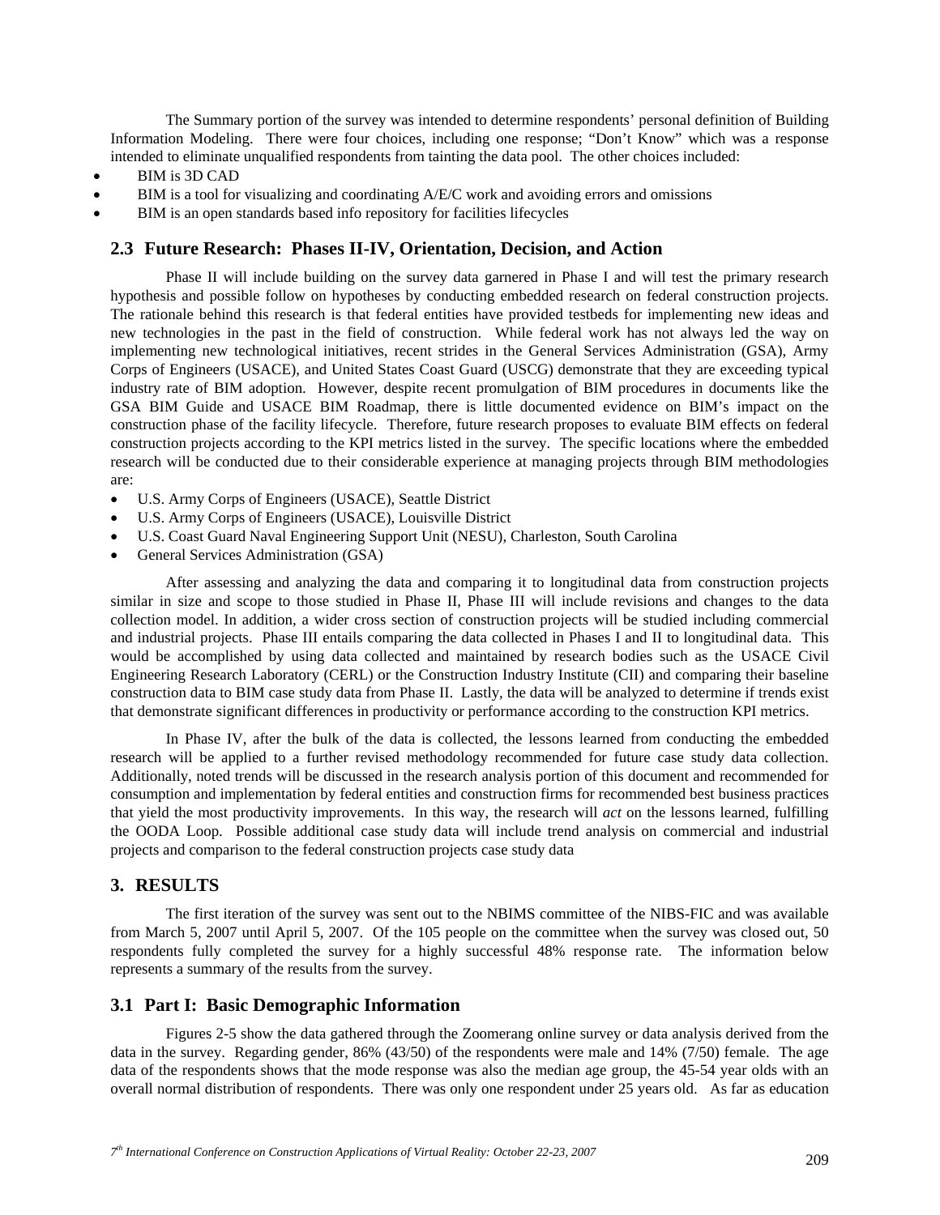The Summary portion of the survey was intended to determine respondents' personal definition of Building Information Modeling. There were four choices, including one response; "Don't Know" which was a response intended to eliminate unqualified respondents from tainting the data pool. The other choices included:

- BIM is 3D CAD
- BIM is a tool for visualizing and coordinating A/E/C work and avoiding errors and omissions
- BIM is an open standards based info repository for facilities lifecycles

## 2.3 Future Research: Phases II-IV, Orientation, Decision, and Action

Phase II will include building on the survey data garnered in Phase I and will test the primary research hypothesis and possible follow on hypotheses by conducting embedded research on federal construction projects. The rationale behind this research is that federal entities have provided testbeds for implementing new ideas and new technologies in the past in the field of construction. While federal work has not always led the way on implementing new technological initiatives, recent strides in the General Services Administration (GSA), Army Corps of Engineers (USACE), and United States Coast Guard (USCG) demonstrate that they are exceeding typical industry rate of BIM adoption. However, despite recent promulgation of BIM procedures in documents like the GSA BIM Guide and USACE BIM Roadmap, there is little documented evidence on BIM's impact on the construction phase of the facility lifecycle. Therefore, future research proposes to evaluate BIM effects on federal construction projects according to the KPI metrics listed in the survey. The specific locations where the embedded research will be conducted due to their considerable experience at managing projects through BIM methodologies are:

- U.S. Army Corps of Engineers (USACE), Seattle District
- U.S. Army Corps of Engineers (USACE), Louisville District
- U.S. Coast Guard Naval Engineering Support Unit (NESU), Charleston, South Carolina
- General Services Administration (GSA)

After assessing and analyzing the data and comparing it to longitudinal data from construction projects similar in size and scope to those studied in Phase II, Phase III will include revisions and changes to the data collection model. In addition, a wider cross section of construction projects will be studied including commercial and industrial projects. Phase III entails comparing the data collected in Phases I and II to longitudinal data. This would be accomplished by using data collected and maintained by research bodies such as the USACE Civil Engineering Research Laboratory (CERL) or the Construction Industry Institute (CII) and comparing their baseline construction data to BIM case study data from Phase II. Lastly, the data will be analyzed to determine if trends exist that demonstrate significant differences in productivity or performance according to the construction KPI metrics.

In Phase IV, after the bulk of the data is collected, the lessons learned from conducting the embedded research will be applied to a further revised methodology recommended for future case study data collection. Additionally, noted trends will be discussed in the research analysis portion of this document and recommended for consumption and implementation by federal entities and construction firms for recommended best business practices that yield the most productivity improvements. In this way, the research will *act* on the lessons learned, fulfilling the OODA Loop. Possible additional case study data will include trend analysis on commercial and industrial projects and comparison to the federal construction projects case study data

# 3. RESULTS

The first iteration of the survey was sent out to the NBIMS committee of the NIBS-FIC and was available from March 5, 2007 until April 5, 2007. Of the 105 people on the committee when the survey was closed out, 50 respondents fully completed the survey for a highly successful 48% response rate. The information below represents a summary of the results from the survey.

## 3.1 Part I: Basic Demographic Information

Figures 2-5 show the data gathered through the Zoomerang online survey or data analysis derived from the data in the survey. Regarding gender, 86% (43/50) of the respondents were male and 14% (7/50) female. The age data of the respondents shows that the mode response was also the median age group, the 45-54 year olds with an overall normal distribution of respondents. There was only one respondent under 25 years old. As far as education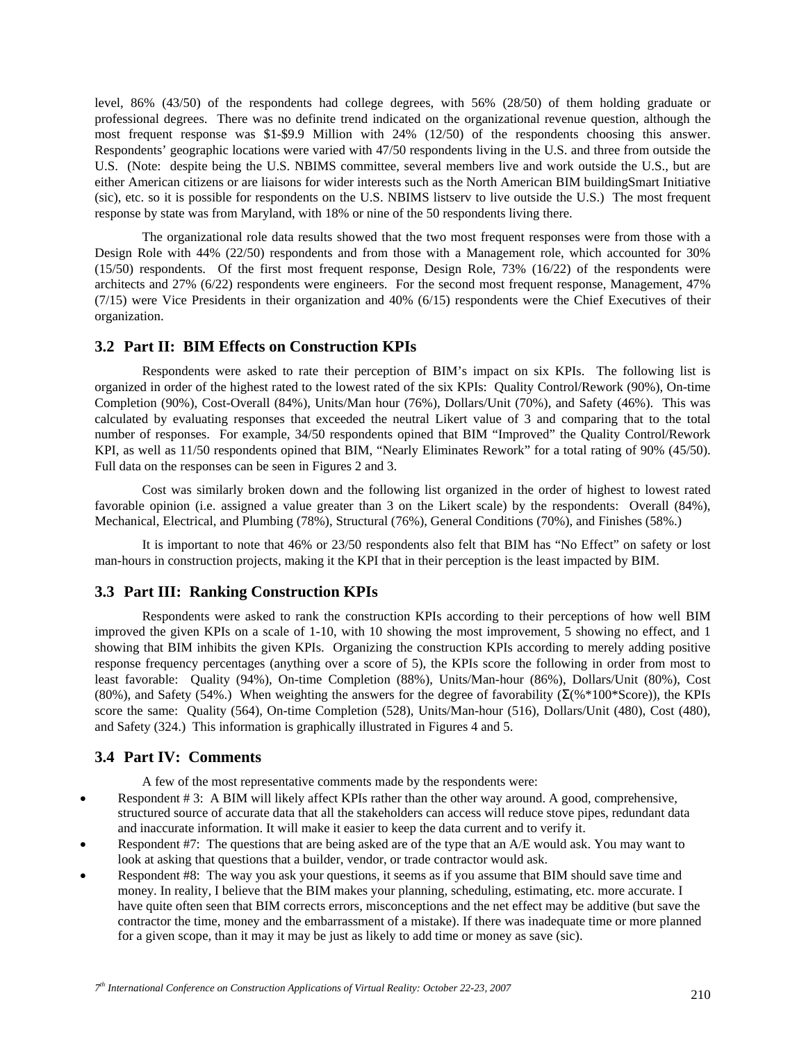level, 86% (43/50) of the respondents had college degrees, with 56% (28/50) of them holding graduate or professional degrees. There was no definite trend indicated on the organizational revenue question, although the most frequent response was $1-$9.9 Million with 24% (12/50) of the respondents choosing this answer. Respondents' geographic locations were varied with 47/50 respondents living in the U.S. and three from outside the U.S. (Note: despite being the U.S. NBIMS committee, several members live and work outside the U.S., but are either American citizens or are liaisons for wider interests such as the North American BIM buildingSmart Initiative (sic), etc. so it is possible for respondents on the U.S. NBIMS listserv to live outside the U.S.) The most frequent response by state was from Maryland, with 18% or nine of the 50 respondents living there.

The organizational role data results showed that the two most frequent responses were from those with a Design Role with 44% (22/50) respondents and from those with a Management role, which accounted for 30% (15/50) respondents. Of the first most frequent response, Design Role, 73% (16/22) of the respondents were architects and 27% (6/22) respondents were engineers. For the second most frequent response, Management, 47% (7/15) were Vice Presidents in their organization and 40% (6/15) respondents were the Chief Executives of their organization.

## 3.2 Part II: BIM Effects on Construction KPIs

Respondents were asked to rate their perception of BIM's impact on six KPIs. The following list is organized in order of the highest rated to the lowest rated of the six KPIs: Quality Control/Rework (90%), On-time Completion (90%), Cost-Overall (84%), Units/Man hour (76%), Dollars/Unit (70%), and Safety (46%). This was calculated by evaluating responses that exceeded the neutral Likert value of 3 and comparing that to the total number of responses. For example, 34/50 respondents opined that BIM "Improved" the Quality Control/Rework KPI, as well as 11/50 respondents opined that BIM, "Nearly Eliminates Rework" for a total rating of 90% (45/50). Full data on the responses can be seen in Figures 2 and 3.

Cost was similarly broken down and the following list organized in the order of highest to lowest rated favorable opinion (i.e. assigned a value greater than 3 on the Likert scale) by the respondents: Overall (84%), Mechanical, Electrical, and Plumbing (78%), Structural (76%), General Conditions (70%), and Finishes (58%.)

It is important to note that 46% or 23/50 respondents also felt that BIM has "No Effect" on safety or lost man-hours in construction projects, making it the KPI that in their perception is the least impacted by BIM.

## 3.3 Part III: Ranking Construction KPIs

Respondents were asked to rank the construction KPIs according to their perceptions of how well BIM improved the given KPIs on a scale of 1-10, with 10 showing the most improvement, 5 showing no effect, and 1 showing that BIM inhibits the given KPIs. Organizing the construction KPIs according to merely adding positive response frequency percentages (anything over a score of 5), the KPIs score the following in order from most to least favorable: Quality (94%), On-time Completion (88%), Units/Man-hour (86%), Dollars/Unit (80%), Cost (80%), and Safety (54%.) When weighting the answers for the degree of favorability ($\Sigma$(%*100*Score)), the KPIs score the same: Quality (564), On-time Completion (528), Units/Man-hour (516), Dollars/Unit (480), Cost (480), and Safety (324.) This information is graphically illustrated in Figures 4 and 5.

## 3.4 Part IV: Comments

A few of the most representative comments made by the respondents were:

- Respondent # 3: A BIM will likely affect KPIs rather than the other way around. A good, comprehensive, structured source of accurate data that all the stakeholders can access will reduce stove pipes, redundant data and inaccurate information. It will make it easier to keep the data current and to verify it.
- Respondent #7: The questions that are being asked are of the type that an A/E would ask. You may want to look at asking that questions that a builder, vendor, or trade contractor would ask.
- Respondent #8: The way you ask your questions, it seems as if you assume that BIM should save time and money. In reality, I believe that the BIM makes your planning, scheduling, estimating, etc. more accurate. I have quite often seen that BIM corrects errors, misconceptions and the net effect may be additive (but save the contractor the time, money and the embarrassment of a mistake). If there was inadequate time or more planned for a given scope, than it may it may be just as likely to add time or money as save (sic).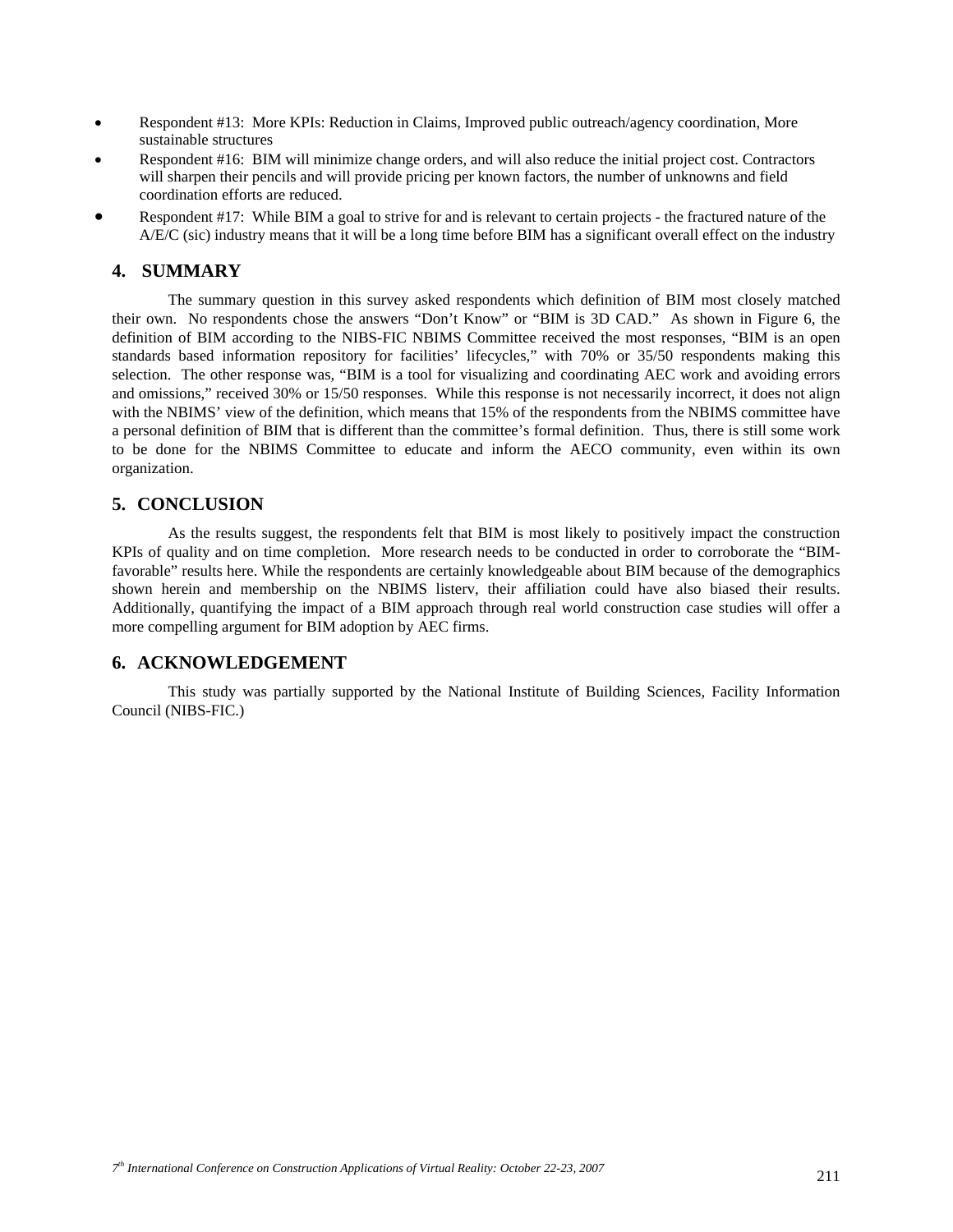- Respondent #13: More KPIs: Reduction in Claims, Improved public outreach/agency coordination, More sustainable structures
- Respondent #16: BIM will minimize change orders, and will also reduce the initial project cost. Contractors will sharpen their pencils and will provide pricing per known factors, the number of unknowns and field coordination efforts are reduced.
- Respondent #17: While BIM a goal to strive for and is relevant to certain projects - the fractured nature of the A/E/C (sic) industry means that it will be a long time before BIM has a significant overall effect on the industry

## 4. SUMMARY

The summary question in this survey asked respondents which definition of BIM most closely matched their own. No respondents chose the answers "Don't Know" or "BIM is 3D CAD." As shown in Figure 6, the definition of BIM according to the NIBS-FIC NBIMS Committee received the most responses, "BIM is an open standards based information repository for facilities' lifecycles," with 70% or 35/50 respondents making this selection. The other response was, "BIM is a tool for visualizing and coordinating AEC work and avoiding errors and omissions," received 30% or 15/50 responses. While this response is not necessarily incorrect, it does not align with the NBIMS' view of the definition, which means that 15% of the respondents from the NBIMS committee have a personal definition of BIM that is different than the committee's formal definition. Thus, there is still some work to be done for the NBIMS Committee to educate and inform the AECO community, even within its own organization.

## 5. CONCLUSION

As the results suggest, the respondents felt that BIM is most likely to positively impact the construction KPIs of quality and on time completion. More research needs to be conducted in order to corroborate the "BIM-favorable" results here. While the respondents are certainly knowledgeable about BIM because of the demographics shown herein and membership on the NBIMS listerv, their affiliation could have also biased their results. Additionally, quantifying the impact of a BIM approach through real world construction case studies will offer a more compelling argument for BIM adoption by AEC firms.

## 6. ACKNOWLEDGEMENT

This study was partially supported by the National Institute of Building Sciences, Facility Information Council (NIBS-FIC.)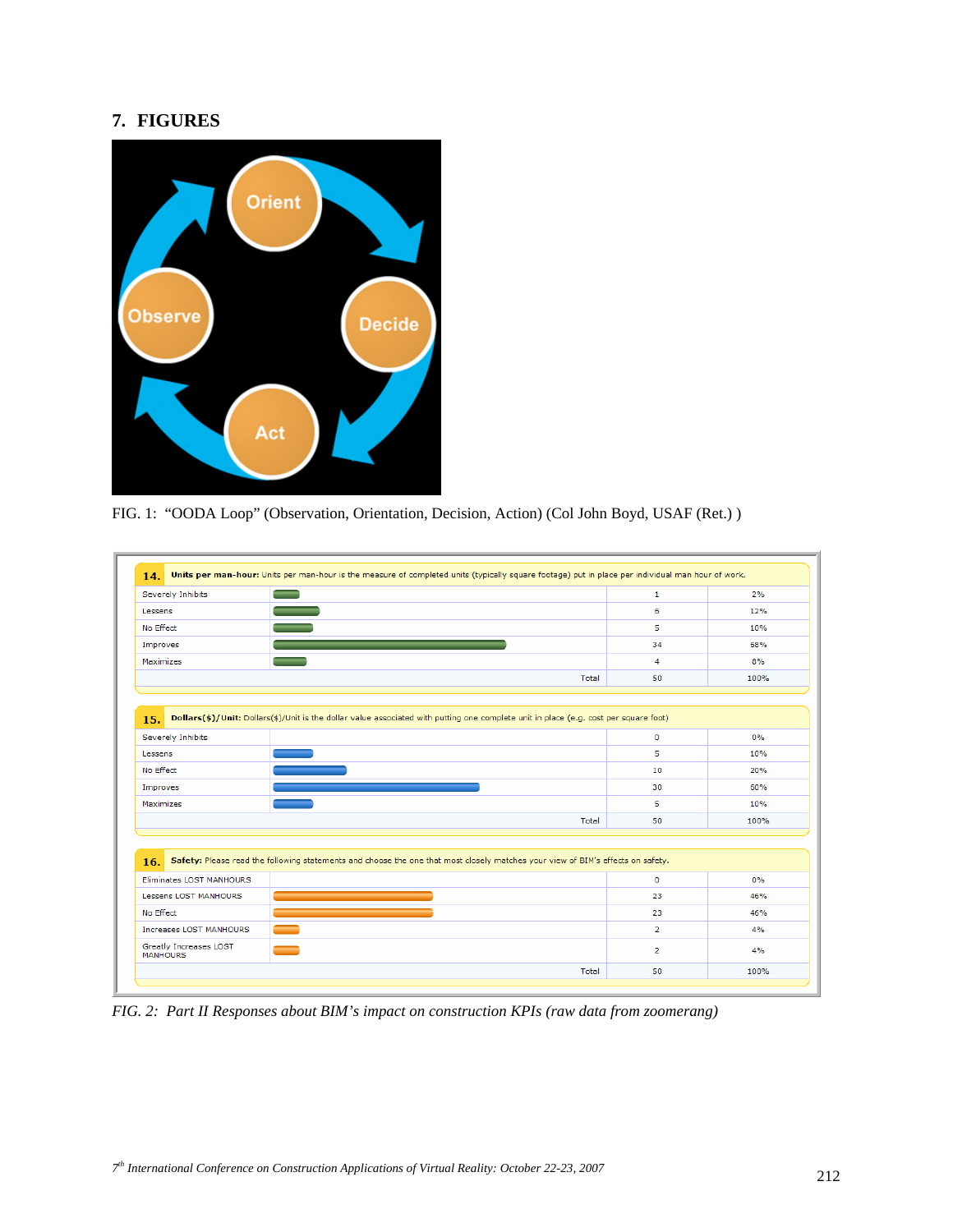## 7. FIGURES

FIG. 1: "OODA Loop" (Observation, Orientation, Decision, Action) (Col John Boyd, USAF (Ret.) )

**14. Units per man-hour:** Units per man-hour is the measure of completed units (typically square footage) put in place per individual man hour of work.

| Response | Count | Percent |
|---|---|---|
| Severely Inhibits | 1 | 2% |
| Lessens | 6 | 12% |
| No Effect | 5 | 10% |
| Improves | 34 | 68% |
| Maximizes | 4 | 8% |
| Total | 50 | 100% |

**15. Dollars($)/Unit:** Dollars($)/Unit is the dollar value associated with putting one complete unit in place (e.g. cost per square foot)

| Response | Count | Percent |
|---|---|---|
| Severely Inhibits | 0 | 0% |
| Lessens | 5 | 10% |
| No Effect | 10 | 20% |
| Improves | 30 | 60% |
| Maximizes | 5 | 10% |
| Total | 50 | 100% |

**16. Safety:** Please read the following statements and choose the one that most closely matches your view of BIM's effects on safety.

| Response | Count | Percent |
|---|---|---|
| Eliminates LOST MANHOURS | 0 | 0% |
| Lessens LOST MANHOURS | 23 | 46% |
| No Effect | 23 | 46% |
| Increases LOST MANHOURS | 2 | 4% |
| Greatly Increases LOST MANHOURS | 2 | 4% |
| Total | 50 | 100% |

*FIG. 2: Part II Responses about BIM's impact on construction KPIs (raw data from zoomerang)*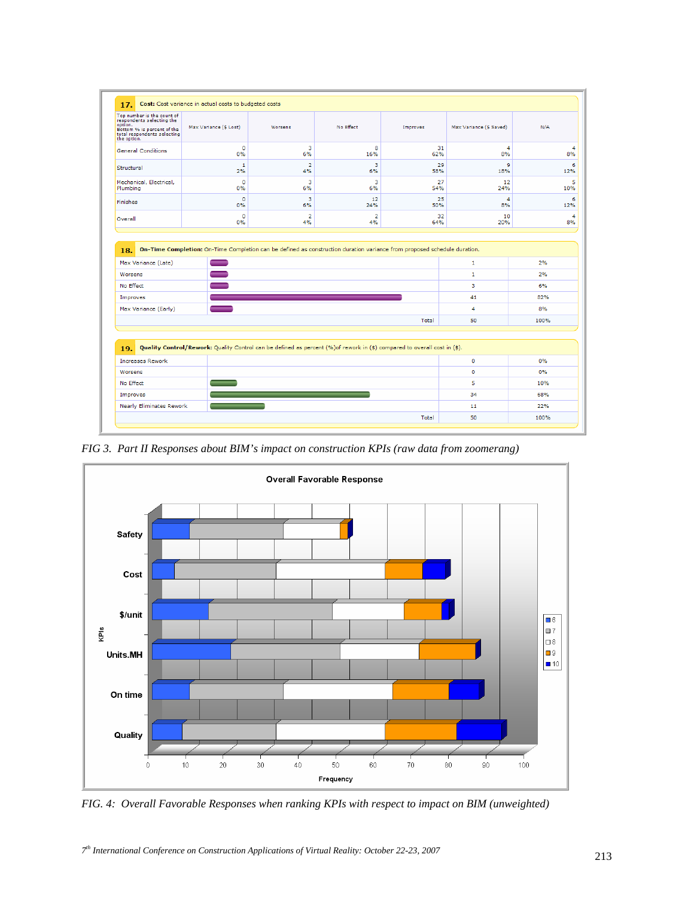**17. Cost:** Cost variance in actual costs to budgeted costs

| Top number is the count of respondents selecting the option. Bottom % is percent of the total respondents selecting the option. | Max Variance ($ Lost) | Worsens | No Effect | Improves | Max Variance ($ Saved) | N/A |
|---|---|---|---|---|---|---|
| General Conditions | 0<br>0% | 3<br>6% | 8<br>16% | 31<br>62% | 4<br>8% | 4<br>8% |
| Structural | 1<br>2% | 2<br>4% | 3<br>6% | 29<br>58% | 9<br>18% | 6<br>12% |
| Mechanical, Electrical, Plumbing | 0<br>0% | 3<br>6% | 3<br>6% | 27<br>54% | 12<br>24% | 5<br>10% |
| Finishes | 0<br>0% | 3<br>6% | 12<br>24% | 25<br>50% | 4<br>8% | 6<br>12% |
| Overall | 0<br>0% | 2<br>4% | 2<br>4% | 32<br>64% | 10<br>20% | 4<br>8% |

**18. On-Time Completion:** On-Time Completion can be defined as construction duration variance from proposed schedule duration.

| | Count | Percent |
|---|---|---|
| Max Variance (Late) | 1 | 2% |
| Worsens | 1 | 2% |
| No Effect | 3 | 6% |
| Improves | 41 | 82% |
| Max Variance (Early) | 4 | 8% |
| Total | 50 | 100% |

**19. Quality Control/Rework:** Quality Control can be defined as percent (%)of rework in ($) compared to overall cost in ($).

| | Count | Percent |
|---|---|---|
| Increases Rework | 0 | 0% |
| Worsens | 0 | 0% |
| No Effect | 5 | 10% |
| Improves | 34 | 68% |
| Nearly Eliminates Rework | 11 | 22% |
| Total | 50 | 100% |

*FIG 3. Part II Responses about BIM's impact on construction KPIs (raw data from zoomerang)*

*FIG. 4: Overall Favorable Responses when ranking KPIs with respect to impact on BIM (unweighted)*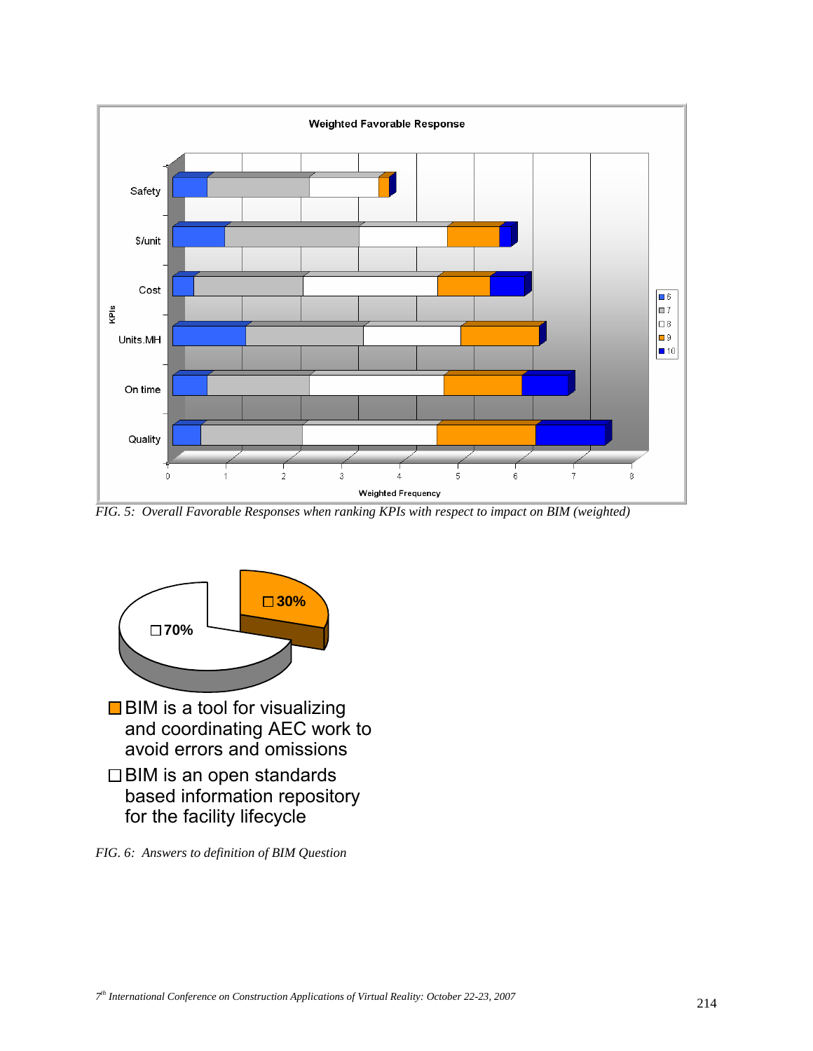FIG. 5: *Overall Favorable Responses when ranking KPIs with respect to impact on BIM (weighted)*

FIG. 6: *Answers to definition of BIM Question*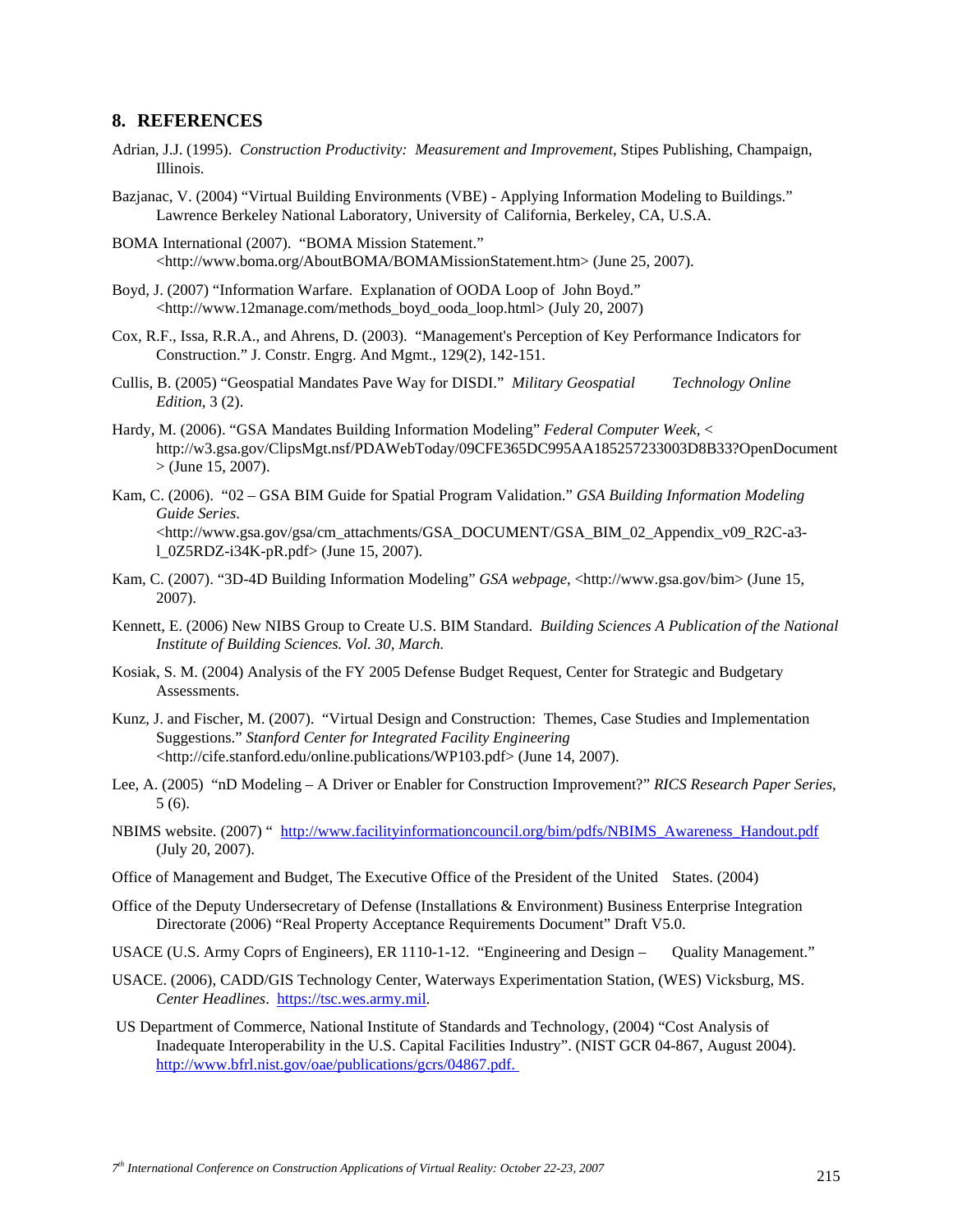## 8. REFERENCES

Adrian, J.J. (1995). *Construction Productivity: Measurement and Improvement*, Stipes Publishing, Champaign, Illinois.

Bazjanac, V. (2004) "Virtual Building Environments (VBE) - Applying Information Modeling to Buildings." Lawrence Berkeley National Laboratory, University of California, Berkeley, CA, U.S.A.

BOMA International (2007). "BOMA Mission Statement." <http://www.boma.org/AboutBOMA/BOMAMissionStatement.htm> (June 25, 2007).

Boyd, J. (2007) "Information Warfare. Explanation of OODA Loop of John Boyd." <http://www.12manage.com/methods_boyd_ooda_loop.html> (July 20, 2007)

Cox, R.F., Issa, R.R.A., and Ahrens, D. (2003). "Management's Perception of Key Performance Indicators for Construction." J. Constr. Engrg. And Mgmt., 129(2), 142-151.

Cullis, B. (2005) "Geospatial Mandates Pave Way for DISDI." *Military Geospatial Technology Online Edition*, 3 (2).

Hardy, M. (2006). "GSA Mandates Building Information Modeling" *Federal Computer Week*, < http://w3.gsa.gov/ClipsMgt.nsf/PDAWebToday/09CFE365DC995AA185257233003D8B33?OpenDocument > (June 15, 2007).

Kam, C. (2006). "02 – GSA BIM Guide for Spatial Program Validation." *GSA Building Information Modeling Guide Series*. <http://www.gsa.gov/gsa/cm_attachments/GSA_DOCUMENT/GSA_BIM_02_Appendix_v09_R2C-a3-l_0Z5RDZ-i34K-pR.pdf> (June 15, 2007).

Kam, C. (2007). "3D-4D Building Information Modeling" *GSA webpage*, <http://www.gsa.gov/bim> (June 15, 2007).

Kennett, E. (2006) New NIBS Group to Create U.S. BIM Standard. *Building Sciences A Publication of the National Institute of Building Sciences. Vol. 30, March.*

Kosiak, S. M. (2004) Analysis of the FY 2005 Defense Budget Request, Center for Strategic and Budgetary Assessments.

Kunz, J. and Fischer, M. (2007). "Virtual Design and Construction: Themes, Case Studies and Implementation Suggestions." *Stanford Center for Integrated Facility Engineering* <http://cife.stanford.edu/online.publications/WP103.pdf> (June 14, 2007).

Lee, A. (2005) "nD Modeling – A Driver or Enabler for Construction Improvement?" *RICS Research Paper Series*, 5 (6).

NBIMS website. (2007) " http://www.facilityinformationcouncil.org/bim/pdfs/NBIMS_Awareness_Handout.pdf (July 20, 2007).

Office of Management and Budget, The Executive Office of the President of the United States. (2004)

Office of the Deputy Undersecretary of Defense (Installations & Environment) Business Enterprise Integration Directorate (2006) "Real Property Acceptance Requirements Document" Draft V5.0.

USACE (U.S. Army Coprs of Engineers), ER 1110-1-12. "Engineering and Design – Quality Management."

USACE. (2006), CADD/GIS Technology Center, Waterways Experimentation Station, (WES) Vicksburg, MS. *Center Headlines*. https://tsc.wes.army.mil.

US Department of Commerce, National Institute of Standards and Technology, (2004) "Cost Analysis of Inadequate Interoperability in the U.S. Capital Facilities Industry". (NIST GCR 04-867, August 2004). http://www.bfrl.nist.gov/oae/publications/gcrs/04867.pdf.